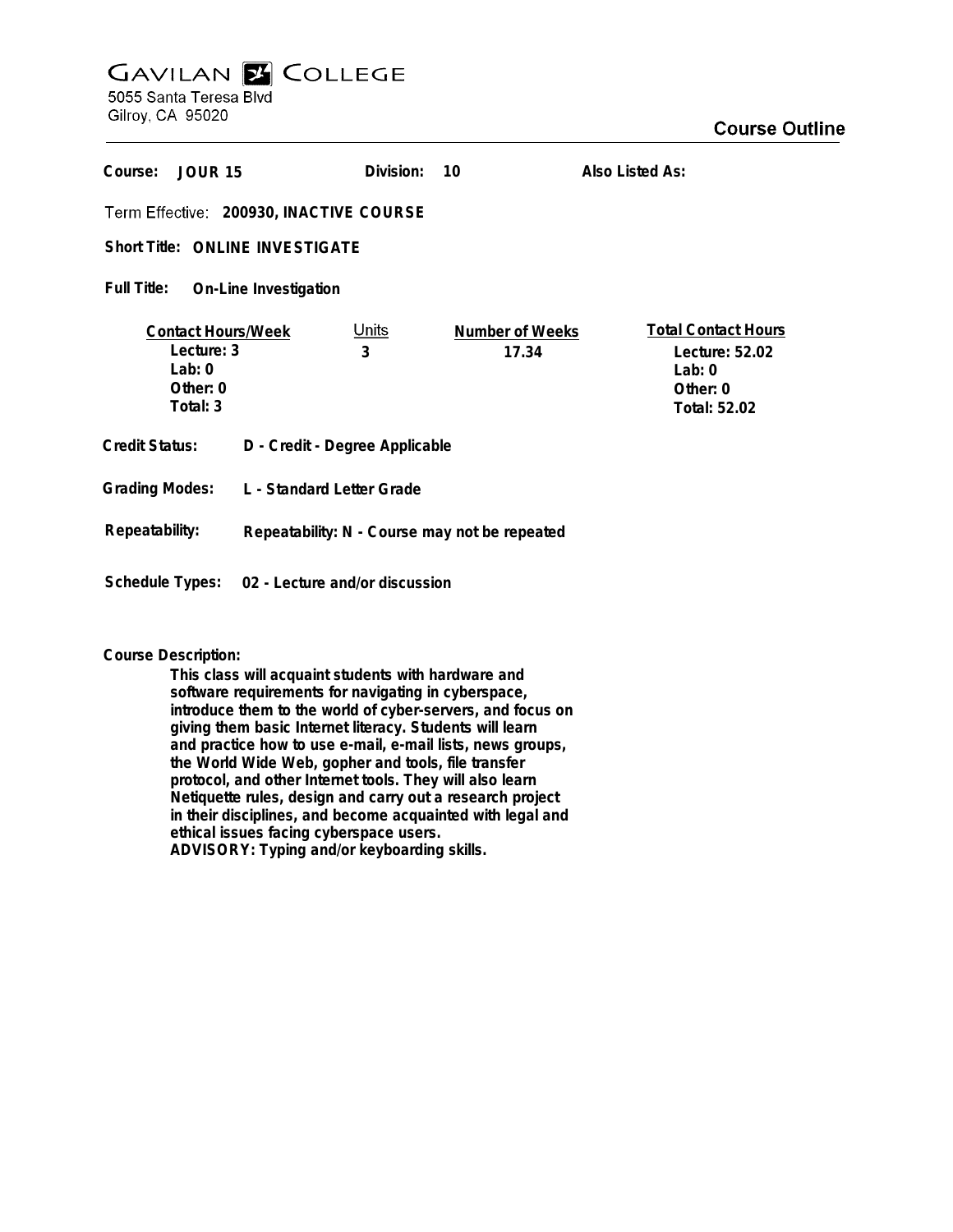# GAVILAN COLLEGE

5055 Santa Teresa Blvd
Gilroy, CA 95020

## Course Outline

**Course:** JOUR 15 **Division:** 10 **Also Listed As:**

**Term Effective:** 200930, INACTIVE COURSE

**Short Title:** ONLINE INVESTIGATE

**Full Title:** On-Line Investigation

| Contact Hours/Week | Units | Number of Weeks | Total Contact Hours |
|---|---|---|---|
| Lecture: 3 | 3 | 17.34 | Lecture: 52.02 |
| Lab: 0 | | | Lab: 0 |
| Other: 0 | | | Other: 0 |
| Total: 3 | | | Total: 52.02 |

**Credit Status:** D - Credit - Degree Applicable

**Grading Modes:** L - Standard Letter Grade

**Repeatability:** Repeatability: N - Course may not be repeated

**Schedule Types:** 02 - Lecture and/or discussion

**Course Description:**

This class will acquaint students with hardware and software requirements for navigating in cyberspace, introduce them to the world of cyber-servers, and focus on giving them basic Internet literacy. Students will learn and practice how to use e-mail, e-mail lists, news groups, the World Wide Web, gopher and tools, file transfer protocol, and other Internet tools. They will also learn Netiquette rules, design and carry out a research project in their disciplines, and become acquainted with legal and ethical issues facing cyberspace users.
ADVISORY: Typing and/or keyboarding skills.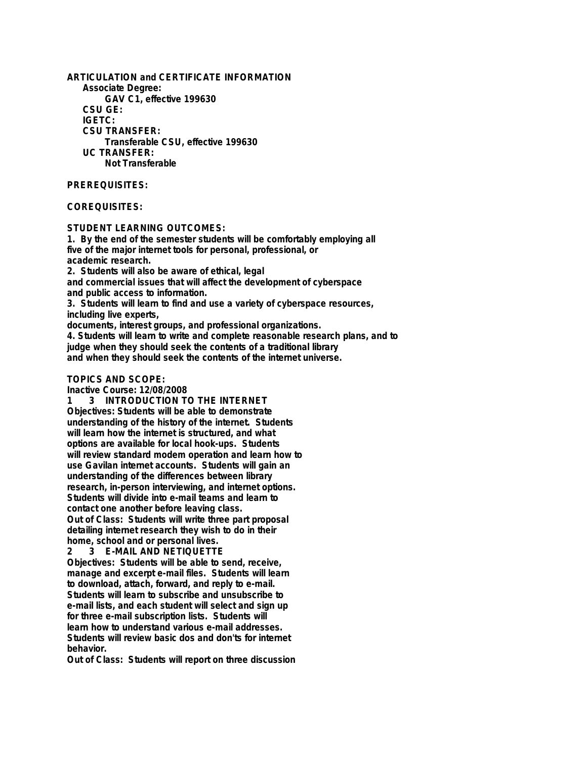**ARTICULATION and CERTIFICATE INFORMATION**

**Associate Degree:**

GAV C1, effective 199630

**CSU GE:**

**IGETC:**

**CSU TRANSFER:**

Transferable CSU, effective 199630

**UC TRANSFER:**

Not Transferable

**PREREQUISITES:**

**COREQUISITES:**

**STUDENT LEARNING OUTCOMES:**

1. By the end of the semester students will be comfortably employing all five of the major internet tools for personal, professional, or academic research.
2. Students will also be aware of ethical, legal and commercial issues that will affect the development of cyberspace and public access to information.
3. Students will learn to find and use a variety of cyberspace resources, including live experts, documents, interest groups, and professional organizations.
4. Students will learn to write and complete reasonable research plans, and to judge when they should seek the contents of a traditional library and when they should seek the contents of the internet universe.

**TOPICS AND SCOPE:**

Inactive Course: 12/08/2008

**1 3 INTRODUCTION TO THE INTERNET**

Objectives: Students will be able to demonstrate understanding of the history of the internet. Students will learn how the internet is structured, and what options are available for local hook-ups. Students will review standard modem operation and learn how to use Gavilan internet accounts. Students will gain an understanding of the differences between library research, in-person interviewing, and internet options. Students will divide into e-mail teams and learn to contact one another before leaving class.

Out of Class: Students will write three part proposal detailing internet research they wish to do in their home, school and or personal lives.

**2 3 E-MAIL AND NETIQUETTE**

Objectives: Students will be able to send, receive, manage and excerpt e-mail files. Students will learn to download, attach, forward, and reply to e-mail. Students will learn to subscribe and unsubscribe to e-mail lists, and each student will select and sign up for three e-mail subscription lists. Students will learn how to understand various e-mail addresses. Students will review basic dos and don'ts for internet behavior.

Out of Class: Students will report on three discussion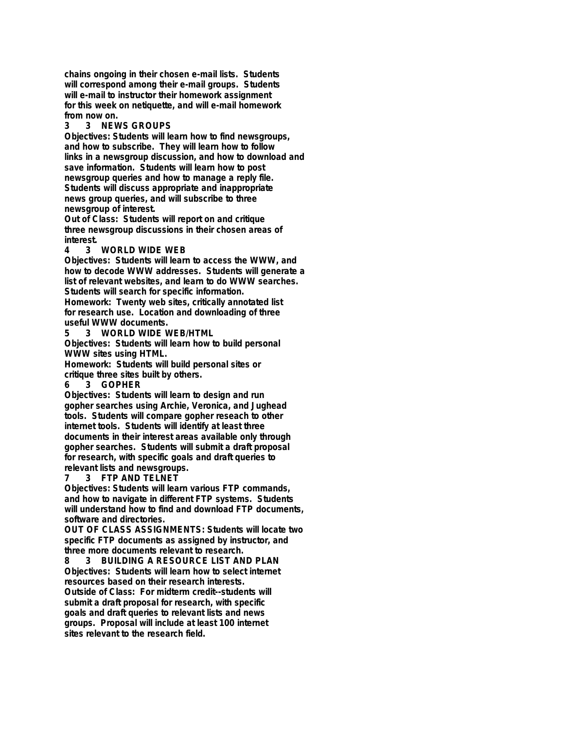**chains ongoing in their chosen e-mail lists. Students will correspond among their e-mail groups. Students will e-mail to instructor their homework assignment for this week on netiquette, and will e-mail homework from now on.**

**3 3 NEWS GROUPS**

**Objectives: Students will learn how to find newsgroups, and how to subscribe. They will learn how to follow links in a newsgroup discussion, and how to download and save information. Students will learn how to post newsgroup queries and how to manage a reply file. Students will discuss appropriate and inappropriate news group queries, and will subscribe to three newsgroup of interest.**

**Out of Class: Students will report on and critique three newsgroup discussions in their chosen areas of interest.**

**4 3 WORLD WIDE WEB**

**Objectives: Students will learn to access the WWW, and how to decode WWW addresses. Students will generate a list of relevant websites, and learn to do WWW searches. Students will search for specific information.**

**Homework: Twenty web sites, critically annotated list for research use. Location and downloading of three useful WWW documents.**

**5 3 WORLD WIDE WEB/HTML**

**Objectives: Students will learn how to build personal WWW sites using HTML.**

**Homework: Students will build personal sites or critique three sites built by others.**

**6 3 GOPHER**

**Objectives: Students will learn to design and run gopher searches using Archie, Veronica, and Jughead tools. Students will compare gopher reseach to other internet tools. Students will identify at least three documents in their interest areas available only through gopher searches. Students will submit a draft proposal for research, with specific goals and draft queries to relevant lists and newsgroups.**

**7 3 FTP AND TELNET**

**Objectives: Students will learn various FTP commands, and how to navigate in different FTP systems. Students will understand how to find and download FTP documents, software and directories.**

**OUT OF CLASS ASSIGNMENTS: Students will locate two specific FTP documents as assigned by instructor, and three more documents relevant to research.**

**8 3 BUILDING A RESOURCE LIST AND PLAN**

**Objectives: Students will learn how to select internet resources based on their research interests.**

**Outside of Class: For midterm credit--students will submit a draft proposal for research, with specific goals and draft queries to relevant lists and news groups. Proposal will include at least 100 internet sites relevant to the research field.**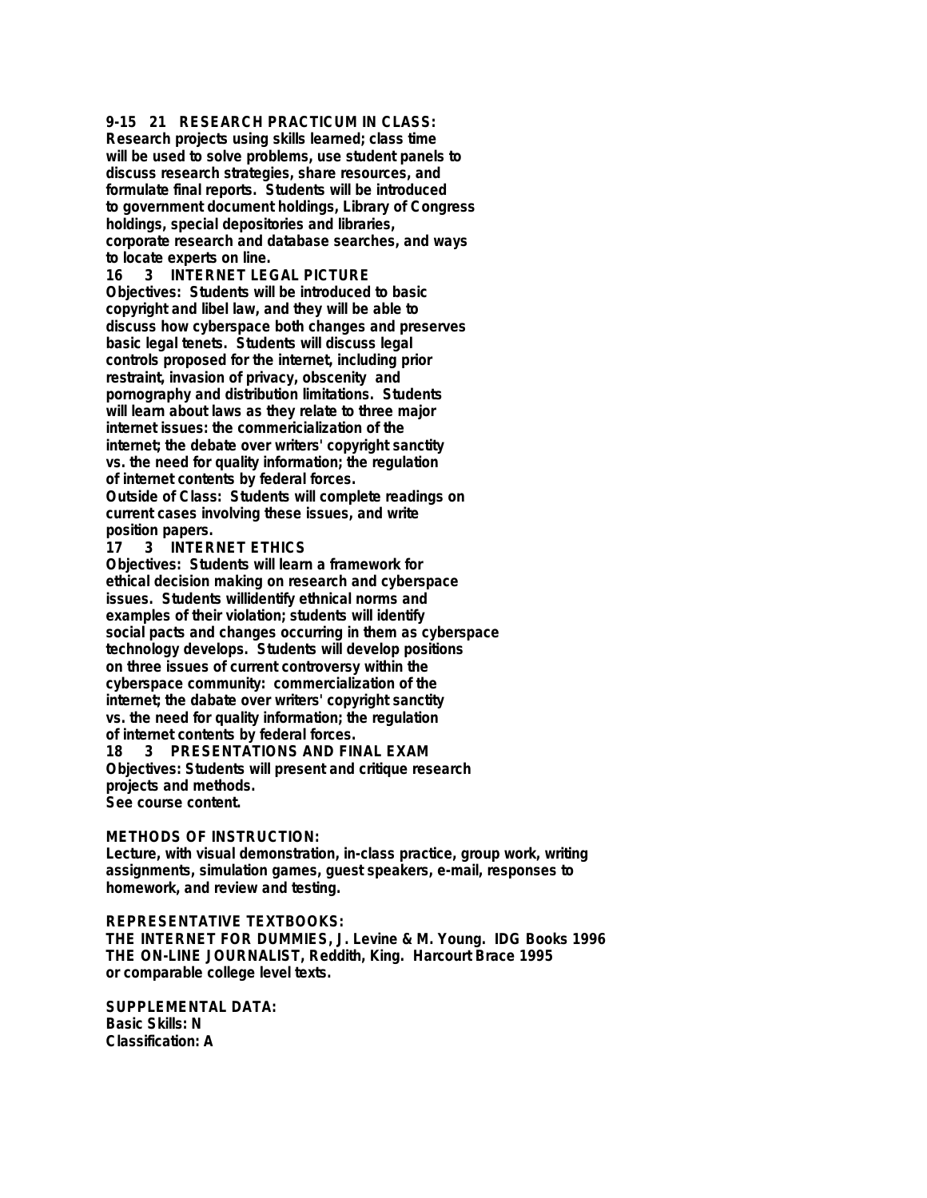**9-15 21 RESEARCH PRACTICUM IN CLASS:**
Research projects using skills learned; class time will be used to solve problems, use student panels to discuss research strategies, share resources, and formulate final reports. Students will be introduced to government document holdings, Library of Congress holdings, special depositories and libraries, corporate research and database searches, and ways to locate experts on line.

**16 3 INTERNET LEGAL PICTURE**
Objectives: Students will be introduced to basic copyright and libel law, and they will be able to discuss how cyberspace both changes and preserves basic legal tenets. Students will discuss legal controls proposed for the internet, including prior restraint, invasion of privacy, obscenity and pornography and distribution limitations. Students will learn about laws as they relate to three major internet issues: the commericialization of the internet; the debate over writers' copyright sanctity vs. the need for quality information; the regulation of internet contents by federal forces.
Outside of Class: Students will complete readings on current cases involving these issues, and write position papers.

**17 3 INTERNET ETHICS**
Objectives: Students will learn a framework for ethical decision making on research and cyberspace issues. Students willidentify ethnical norms and examples of their violation; students will identify social pacts and changes occurring in them as cyberspace technology develops. Students will develop positions on three issues of current controversy within the cyberspace community: commercialization of the internet; the dabate over writers' copyright sanctity vs. the need for quality information; the regulation of internet contents by federal forces.

**18 3 PRESENTATIONS AND FINAL EXAM**
Objectives: Students will present and critique research projects and methods.
See course content.

**METHODS OF INSTRUCTION:**
Lecture, with visual demonstration, in-class practice, group work, writing assignments, simulation games, guest speakers, e-mail, responses to homework, and review and testing.

**REPRESENTATIVE TEXTBOOKS:**
THE INTERNET FOR DUMMIES, J. Levine & M. Young. IDG Books 1996
THE ON-LINE JOURNALIST, Reddith, King. Harcourt Brace 1995
or comparable college level texts.

**SUPPLEMENTAL DATA:**
Basic Skills: N
Classification: A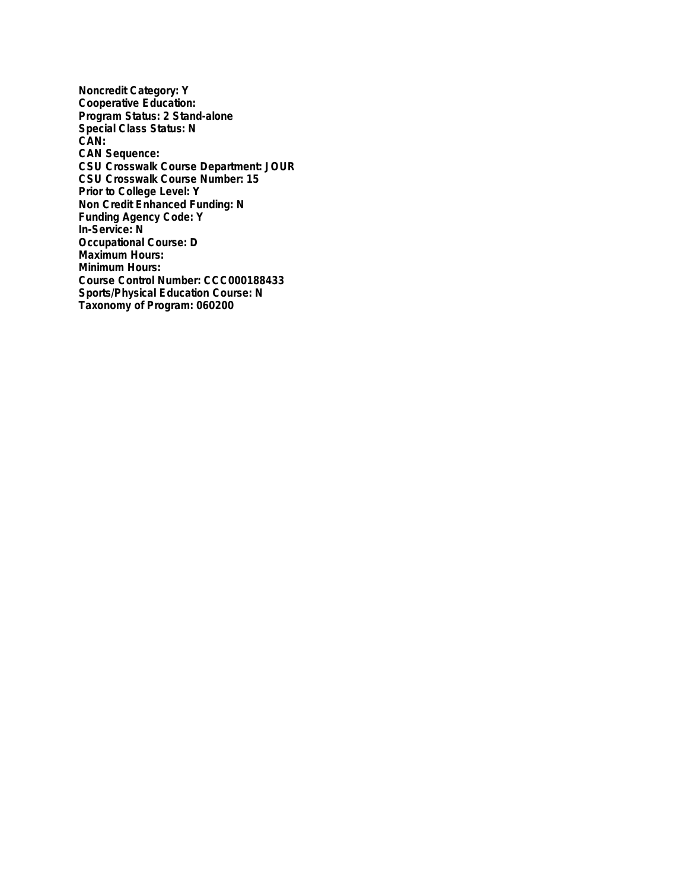**Noncredit Category: Y**
**Cooperative Education:**
**Program Status: 2 Stand-alone**
**Special Class Status: N**
**CAN:**
**CAN Sequence:**
**CSU Crosswalk Course Department: JOUR**
**CSU Crosswalk Course Number: 15**
**Prior to College Level: Y**
**Non Credit Enhanced Funding: N**
**Funding Agency Code: Y**
**In-Service: N**
**Occupational Course: D**
**Maximum Hours:**
**Minimum Hours:**
**Course Control Number: CCC000188433**
**Sports/Physical Education Course: N**
**Taxonomy of Program: 060200**